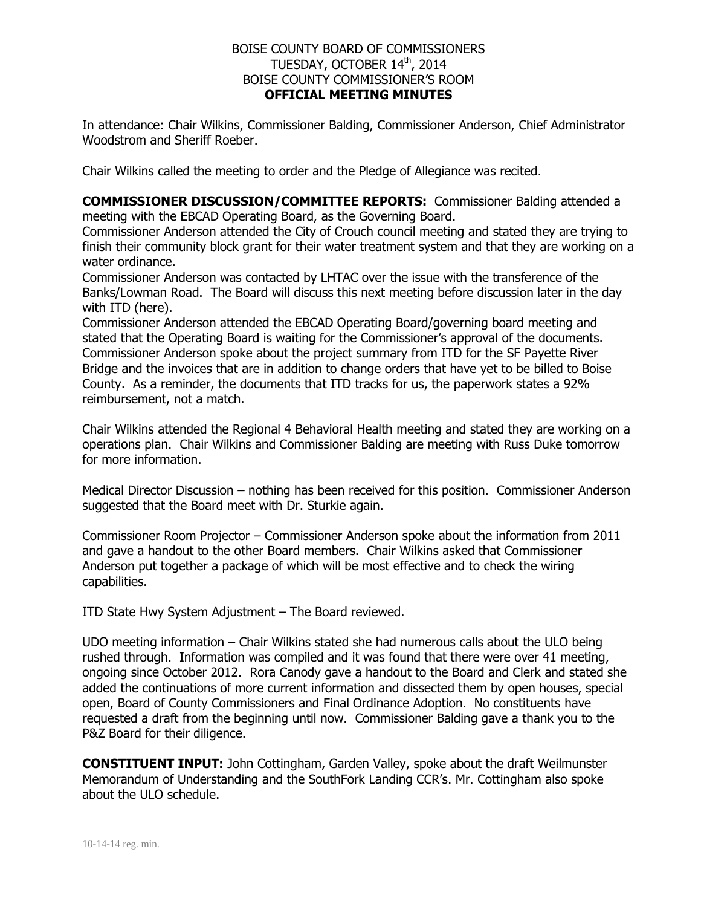# BOISE COUNTY BOARD OF COMMISSIONERS
## TUESDAY, OCTOBER 14th, 2014
## BOISE COUNTY COMMISSIONER'S ROOM
## **OFFICIAL MEETING MINUTES**

In attendance: Chair Wilkins, Commissioner Balding, Commissioner Anderson, Chief Administrator Woodstrom and Sheriff Roeber.

Chair Wilkins called the meeting to order and the Pledge of Allegiance was recited.

**COMMISSIONER DISCUSSION/COMMITTEE REPORTS:** Commissioner Balding attended a meeting with the EBCAD Operating Board, as the Governing Board.

Commissioner Anderson attended the City of Crouch council meeting and stated they are trying to finish their community block grant for their water treatment system and that they are working on a water ordinance.

Commissioner Anderson was contacted by LHTAC over the issue with the transference of the Banks/Lowman Road. The Board will discuss this next meeting before discussion later in the day with ITD (here).

Commissioner Anderson attended the EBCAD Operating Board/governing board meeting and stated that the Operating Board is waiting for the Commissioner's approval of the documents.

Commissioner Anderson spoke about the project summary from ITD for the SF Payette River Bridge and the invoices that are in addition to change orders that have yet to be billed to Boise County. As a reminder, the documents that ITD tracks for us, the paperwork states a 92% reimbursement, not a match.

Chair Wilkins attended the Regional 4 Behavioral Health meeting and stated they are working on a operations plan. Chair Wilkins and Commissioner Balding are meeting with Russ Duke tomorrow for more information.

Medical Director Discussion – nothing has been received for this position. Commissioner Anderson suggested that the Board meet with Dr. Sturkie again.

Commissioner Room Projector – Commissioner Anderson spoke about the information from 2011 and gave a handout to the other Board members. Chair Wilkins asked that Commissioner Anderson put together a package of which will be most effective and to check the wiring capabilities.

ITD State Hwy System Adjustment – The Board reviewed.

UDO meeting information – Chair Wilkins stated she had numerous calls about the ULO being rushed through. Information was compiled and it was found that there were over 41 meeting, ongoing since October 2012. Rora Canody gave a handout to the Board and Clerk and stated she added the continuations of more current information and dissected them by open houses, special open, Board of County Commissioners and Final Ordinance Adoption. No constituents have requested a draft from the beginning until now. Commissioner Balding gave a thank you to the P&Z Board for their diligence.

**CONSTITUENT INPUT:** John Cottingham, Garden Valley, spoke about the draft Weilmunster Memorandum of Understanding and the SouthFork Landing CCR's. Mr. Cottingham also spoke about the ULO schedule.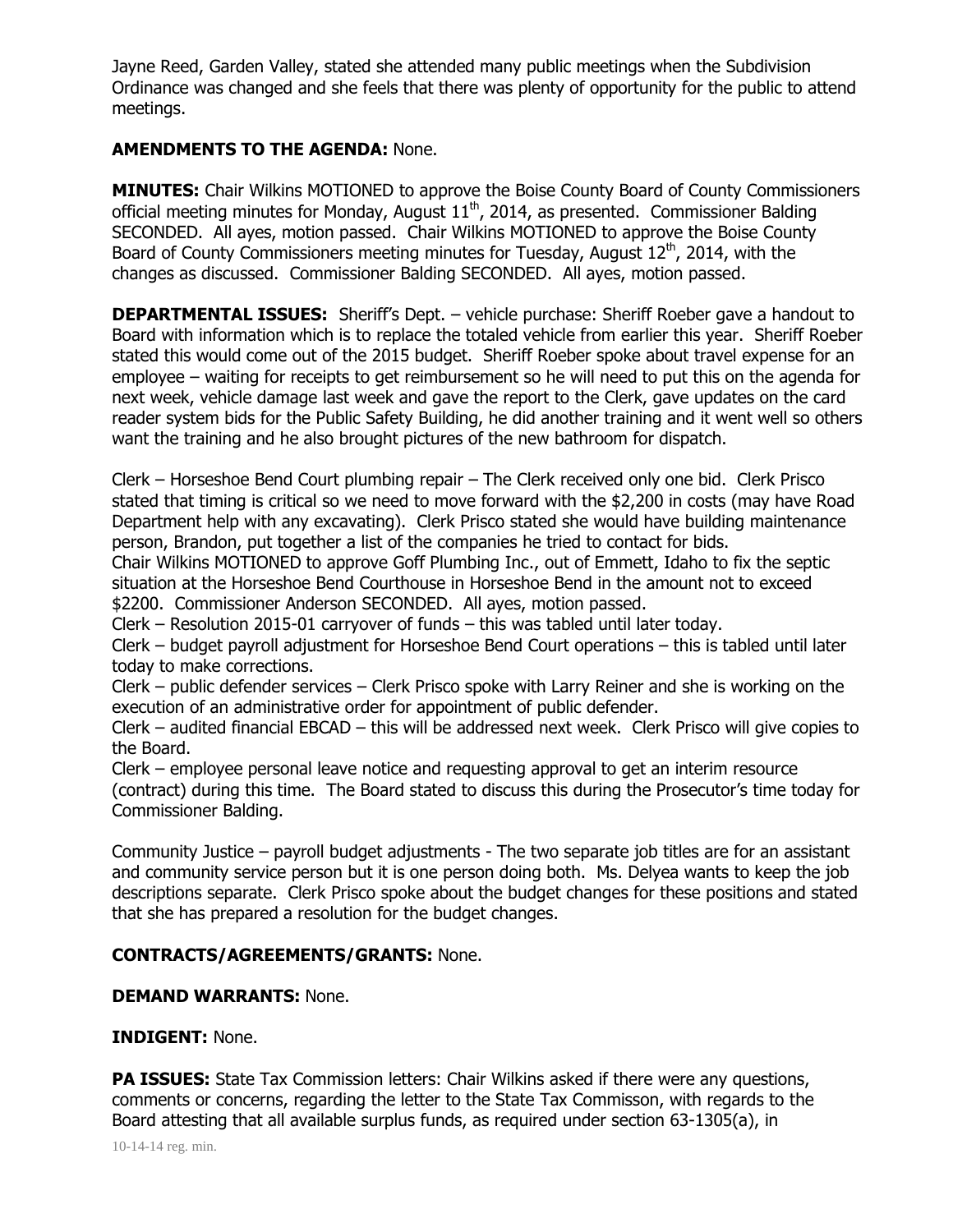Jayne Reed, Garden Valley, stated she attended many public meetings when the Subdivision Ordinance was changed and she feels that there was plenty of opportunity for the public to attend meetings.

**AMENDMENTS TO THE AGENDA:** None.

**MINUTES:** Chair Wilkins MOTIONED to approve the Boise County Board of County Commissioners official meeting minutes for Monday, August 11th, 2014, as presented. Commissioner Balding SECONDED. All ayes, motion passed. Chair Wilkins MOTIONED to approve the Boise County Board of County Commissioners meeting minutes for Tuesday, August 12th, 2014, with the changes as discussed. Commissioner Balding SECONDED. All ayes, motion passed.

**DEPARTMENTAL ISSUES:** Sheriff's Dept. – vehicle purchase: Sheriff Roeber gave a handout to Board with information which is to replace the totaled vehicle from earlier this year. Sheriff Roeber stated this would come out of the 2015 budget. Sheriff Roeber spoke about travel expense for an employee – waiting for receipts to get reimbursement so he will need to put this on the agenda for next week, vehicle damage last week and gave the report to the Clerk, gave updates on the card reader system bids for the Public Safety Building, he did another training and it went well so others want the training and he also brought pictures of the new bathroom for dispatch.

Clerk – Horseshoe Bend Court plumbing repair – The Clerk received only one bid. Clerk Prisco stated that timing is critical so we need to move forward with the $2,200 in costs (may have Road Department help with any excavating). Clerk Prisco stated she would have building maintenance person, Brandon, put together a list of the companies he tried to contact for bids.

Chair Wilkins MOTIONED to approve Goff Plumbing Inc., out of Emmett, Idaho to fix the septic situation at the Horseshoe Bend Courthouse in Horseshoe Bend in the amount not to exceed $2200. Commissioner Anderson SECONDED. All ayes, motion passed.

Clerk – Resolution 2015-01 carryover of funds – this was tabled until later today.

Clerk – budget payroll adjustment for Horseshoe Bend Court operations – this is tabled until later today to make corrections.

Clerk – public defender services – Clerk Prisco spoke with Larry Reiner and she is working on the execution of an administrative order for appointment of public defender.

Clerk – audited financial EBCAD – this will be addressed next week. Clerk Prisco will give copies to the Board.

Clerk – employee personal leave notice and requesting approval to get an interim resource (contract) during this time. The Board stated to discuss this during the Prosecutor's time today for Commissioner Balding.

Community Justice – payroll budget adjustments - The two separate job titles are for an assistant and community service person but it is one person doing both. Ms. Delyea wants to keep the job descriptions separate. Clerk Prisco spoke about the budget changes for these positions and stated that she has prepared a resolution for the budget changes.

**CONTRACTS/AGREEMENTS/GRANTS:** None.

**DEMAND WARRANTS:** None.

**INDIGENT:** None.

**PA ISSUES:** State Tax Commission letters: Chair Wilkins asked if there were any questions, comments or concerns, regarding the letter to the State Tax Commisson, with regards to the Board attesting that all available surplus funds, as required under section 63-1305(a), in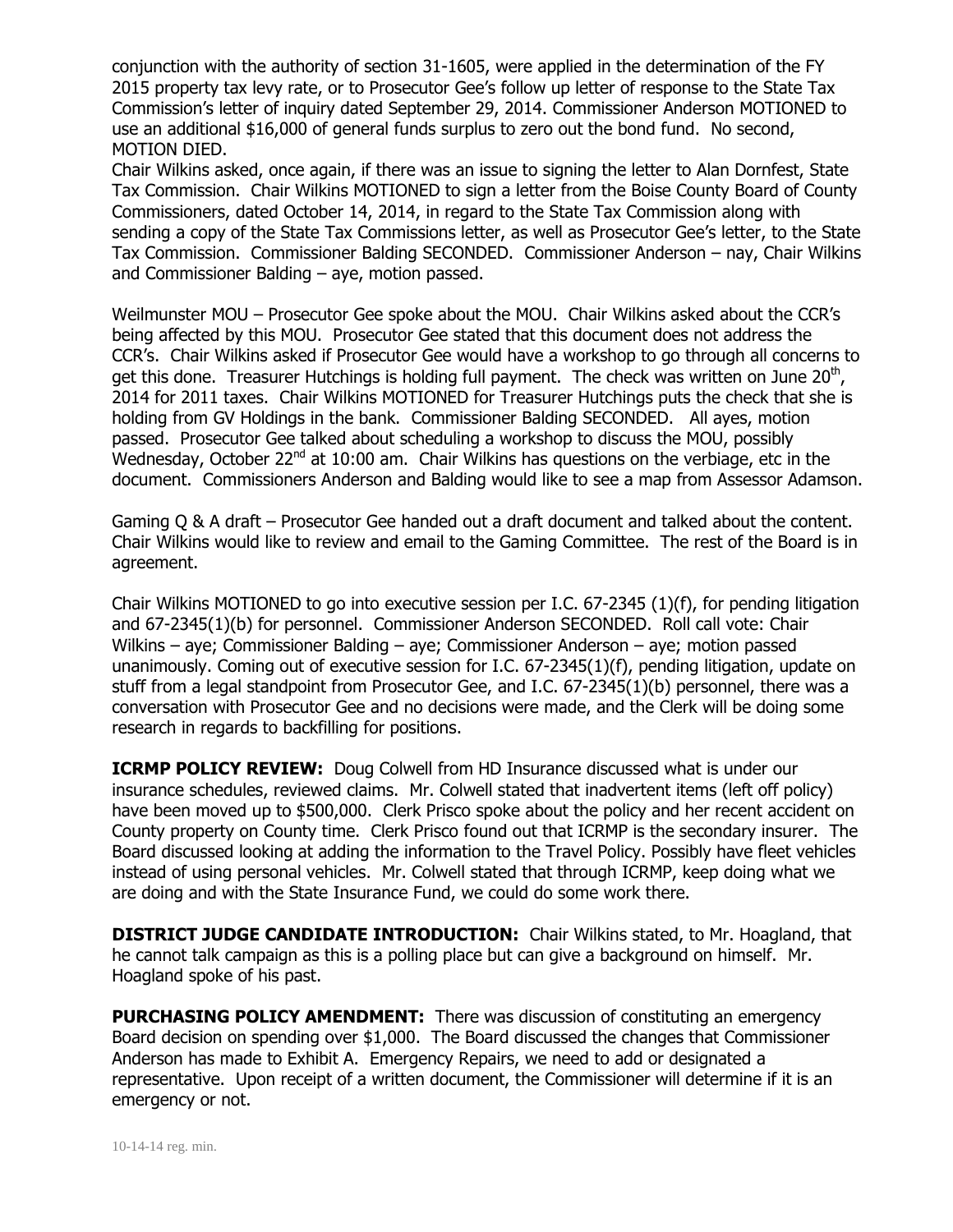conjunction with the authority of section 31-1605, were applied in the determination of the FY 2015 property tax levy rate, or to Prosecutor Gee's follow up letter of response to the State Tax Commission's letter of inquiry dated September 29, 2014. Commissioner Anderson MOTIONED to use an additional $16,000 of general funds surplus to zero out the bond fund. No second, MOTION DIED.

Chair Wilkins asked, once again, if there was an issue to signing the letter to Alan Dornfest, State Tax Commission. Chair Wilkins MOTIONED to sign a letter from the Boise County Board of County Commissioners, dated October 14, 2014, in regard to the State Tax Commission along with sending a copy of the State Tax Commissions letter, as well as Prosecutor Gee's letter, to the State Tax Commission. Commissioner Balding SECONDED. Commissioner Anderson – nay, Chair Wilkins and Commissioner Balding – aye, motion passed.

Weilmunster MOU – Prosecutor Gee spoke about the MOU. Chair Wilkins asked about the CCR's being affected by this MOU. Prosecutor Gee stated that this document does not address the CCR's. Chair Wilkins asked if Prosecutor Gee would have a workshop to go through all concerns to get this done. Treasurer Hutchings is holding full payment. The check was written on June 20th, 2014 for 2011 taxes. Chair Wilkins MOTIONED for Treasurer Hutchings puts the check that she is holding from GV Holdings in the bank. Commissioner Balding SECONDED. All ayes, motion passed. Prosecutor Gee talked about scheduling a workshop to discuss the MOU, possibly Wednesday, October 22nd at 10:00 am. Chair Wilkins has questions on the verbiage, etc in the document. Commissioners Anderson and Balding would like to see a map from Assessor Adamson.

Gaming Q & A draft – Prosecutor Gee handed out a draft document and talked about the content. Chair Wilkins would like to review and email to the Gaming Committee. The rest of the Board is in agreement.

Chair Wilkins MOTIONED to go into executive session per I.C. 67-2345 (1)(f), for pending litigation and 67-2345(1)(b) for personnel. Commissioner Anderson SECONDED. Roll call vote: Chair Wilkins – aye; Commissioner Balding – aye; Commissioner Anderson – aye; motion passed unanimously. Coming out of executive session for I.C. 67-2345(1)(f), pending litigation, update on stuff from a legal standpoint from Prosecutor Gee, and I.C. 67-2345(1)(b) personnel, there was a conversation with Prosecutor Gee and no decisions were made, and the Clerk will be doing some research in regards to backfilling for positions.

**ICRMP POLICY REVIEW:** Doug Colwell from HD Insurance discussed what is under our insurance schedules, reviewed claims. Mr. Colwell stated that inadvertent items (left off policy) have been moved up to $500,000. Clerk Prisco spoke about the policy and her recent accident on County property on County time. Clerk Prisco found out that ICRMP is the secondary insurer. The Board discussed looking at adding the information to the Travel Policy. Possibly have fleet vehicles instead of using personal vehicles. Mr. Colwell stated that through ICRMP, keep doing what we are doing and with the State Insurance Fund, we could do some work there.

**DISTRICT JUDGE CANDIDATE INTRODUCTION:** Chair Wilkins stated, to Mr. Hoagland, that he cannot talk campaign as this is a polling place but can give a background on himself. Mr. Hoagland spoke of his past.

**PURCHASING POLICY AMENDMENT:** There was discussion of constituting an emergency Board decision on spending over $1,000. The Board discussed the changes that Commissioner Anderson has made to Exhibit A. Emergency Repairs, we need to add or designated a representative. Upon receipt of a written document, the Commissioner will determine if it is an emergency or not.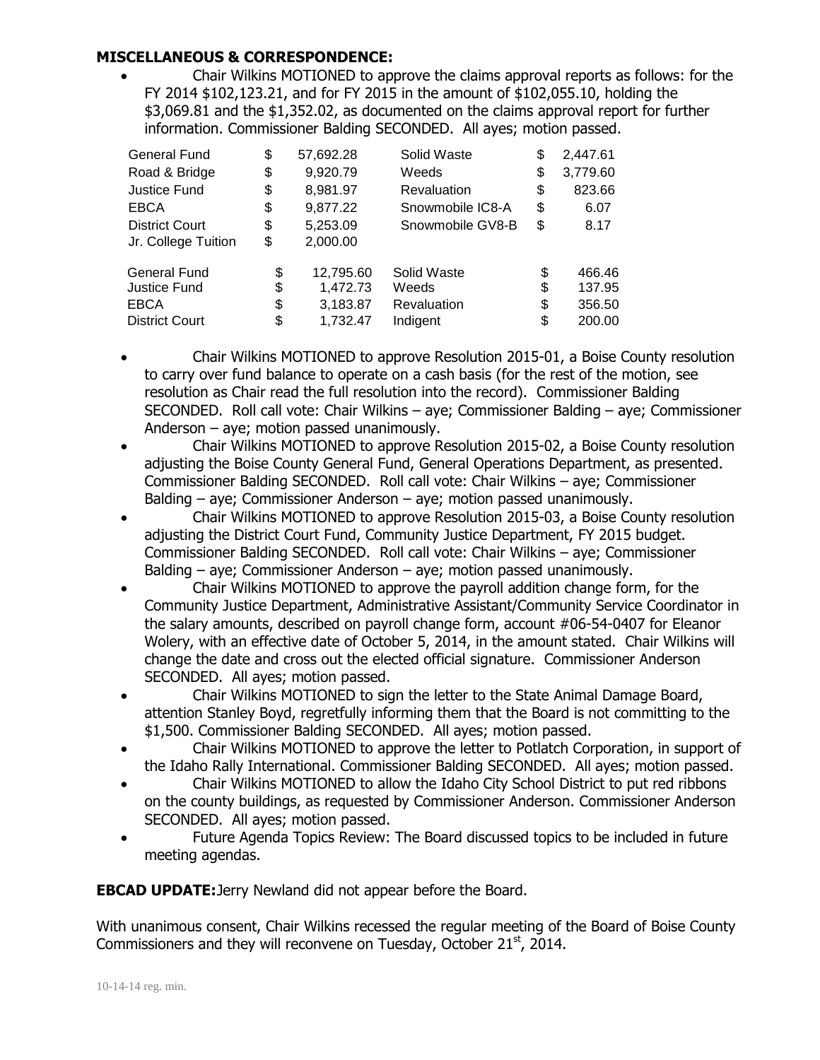**MISCELLANEOUS & CORRESPONDENCE:**

- Chair Wilkins MOTIONED to approve the claims approval reports as follows: for the FY 2014 $102,123.21, and for FY 2015 in the amount of $102,055.10, holding the $3,069.81 and the $1,352.02, as documented on the claims approval report for further information. Commissioner Balding SECONDED. All ayes; motion passed.

| | | | | | |
|---|---|---|---|---|---|
| General Fund | $ | 57,692.28 | Solid Waste | $ | 2,447.61 |
| Road & Bridge | $ | 9,920.79 | Weeds | $ | 3,779.60 |
| Justice Fund | $ | 8,981.97 | Revaluation | $ | 823.66 |
| EBCA | $ | 9,877.22 | Snowmobile IC8-A | $ | 6.07 |
| District Court | $ | 5,253.09 | Snowmobile GV8-B | $ | 8.17 |
| Jr. College Tuition | $ | 2,000.00 | | | |

| | | | | | |
|---|---|---|---|---|---|
| General Fund | $ | 12,795.60 | Solid Waste | $ | 466.46 |
| Justice Fund | $ | 1,472.73 | Weeds | $ | 137.95 |
| EBCA | $ | 3,183.87 | Revaluation | $ | 356.50 |
| District Court | $ | 1,732.47 | Indigent | $ | 200.00 |

- Chair Wilkins MOTIONED to approve Resolution 2015-01, a Boise County resolution to carry over fund balance to operate on a cash basis (for the rest of the motion, see resolution as Chair read the full resolution into the record). Commissioner Balding SECONDED. Roll call vote: Chair Wilkins – aye; Commissioner Balding – aye; Commissioner Anderson – aye; motion passed unanimously.
- Chair Wilkins MOTIONED to approve Resolution 2015-02, a Boise County resolution adjusting the Boise County General Fund, General Operations Department, as presented. Commissioner Balding SECONDED. Roll call vote: Chair Wilkins – aye; Commissioner Balding – aye; Commissioner Anderson – aye; motion passed unanimously.
- Chair Wilkins MOTIONED to approve Resolution 2015-03, a Boise County resolution adjusting the District Court Fund, Community Justice Department, FY 2015 budget. Commissioner Balding SECONDED. Roll call vote: Chair Wilkins – aye; Commissioner Balding – aye; Commissioner Anderson – aye; motion passed unanimously.
- Chair Wilkins MOTIONED to approve the payroll addition change form, for the Community Justice Department, Administrative Assistant/Community Service Coordinator in the salary amounts, described on payroll change form, account #06-54-0407 for Eleanor Wolery, with an effective date of October 5, 2014, in the amount stated. Chair Wilkins will change the date and cross out the elected official signature. Commissioner Anderson SECONDED. All ayes; motion passed.
- Chair Wilkins MOTIONED to sign the letter to the State Animal Damage Board, attention Stanley Boyd, regretfully informing them that the Board is not committing to the $1,500. Commissioner Balding SECONDED. All ayes; motion passed.
- Chair Wilkins MOTIONED to approve the letter to Potlatch Corporation, in support of the Idaho Rally International. Commissioner Balding SECONDED. All ayes; motion passed.
- Chair Wilkins MOTIONED to allow the Idaho City School District to put red ribbons on the county buildings, as requested by Commissioner Anderson. Commissioner Anderson SECONDED. All ayes; motion passed.
- Future Agenda Topics Review: The Board discussed topics to be included in future meeting agendas.

**EBCAD UPDATE:** Jerry Newland did not appear before the Board.

With unanimous consent, Chair Wilkins recessed the regular meeting of the Board of Boise County Commissioners and they will reconvene on Tuesday, October 21st, 2014.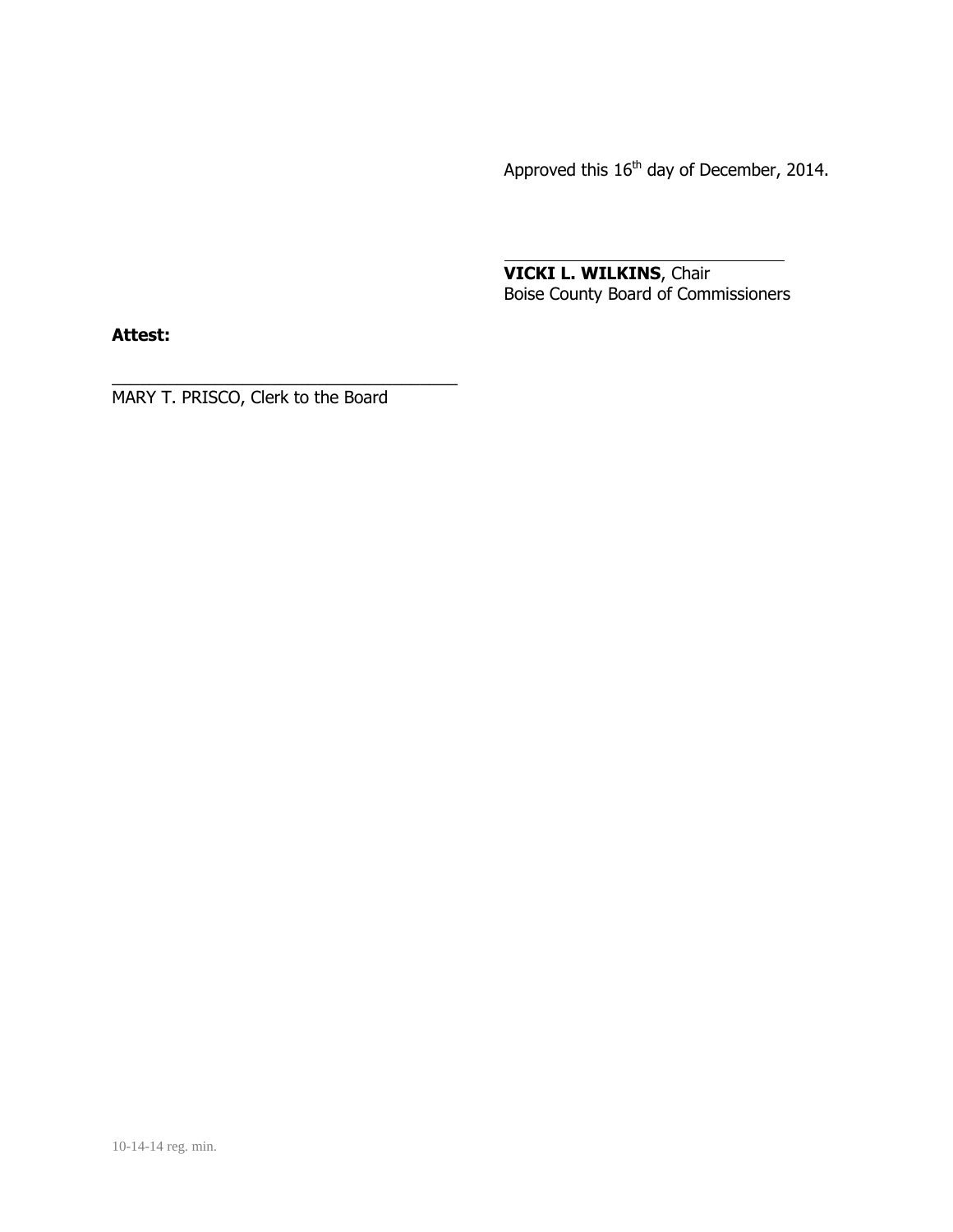Approved this 16th day of December, 2014.

\_\_\_\_\_\_\_\_\_\_\_\_\_\_\_\_\_\_\_\_\_\_\_\_\_\_\_\_\_\_\_\_\_\_\_\_

**VICKI L. WILKINS**, Chair
Boise County Board of Commissioners

**Attest:**

\_\_\_\_\_\_\_\_\_\_\_\_\_\_\_\_\_\_\_\_\_\_\_\_\_\_\_\_\_\_\_\_\_\_\_\_

MARY T. PRISCO, Clerk to the Board